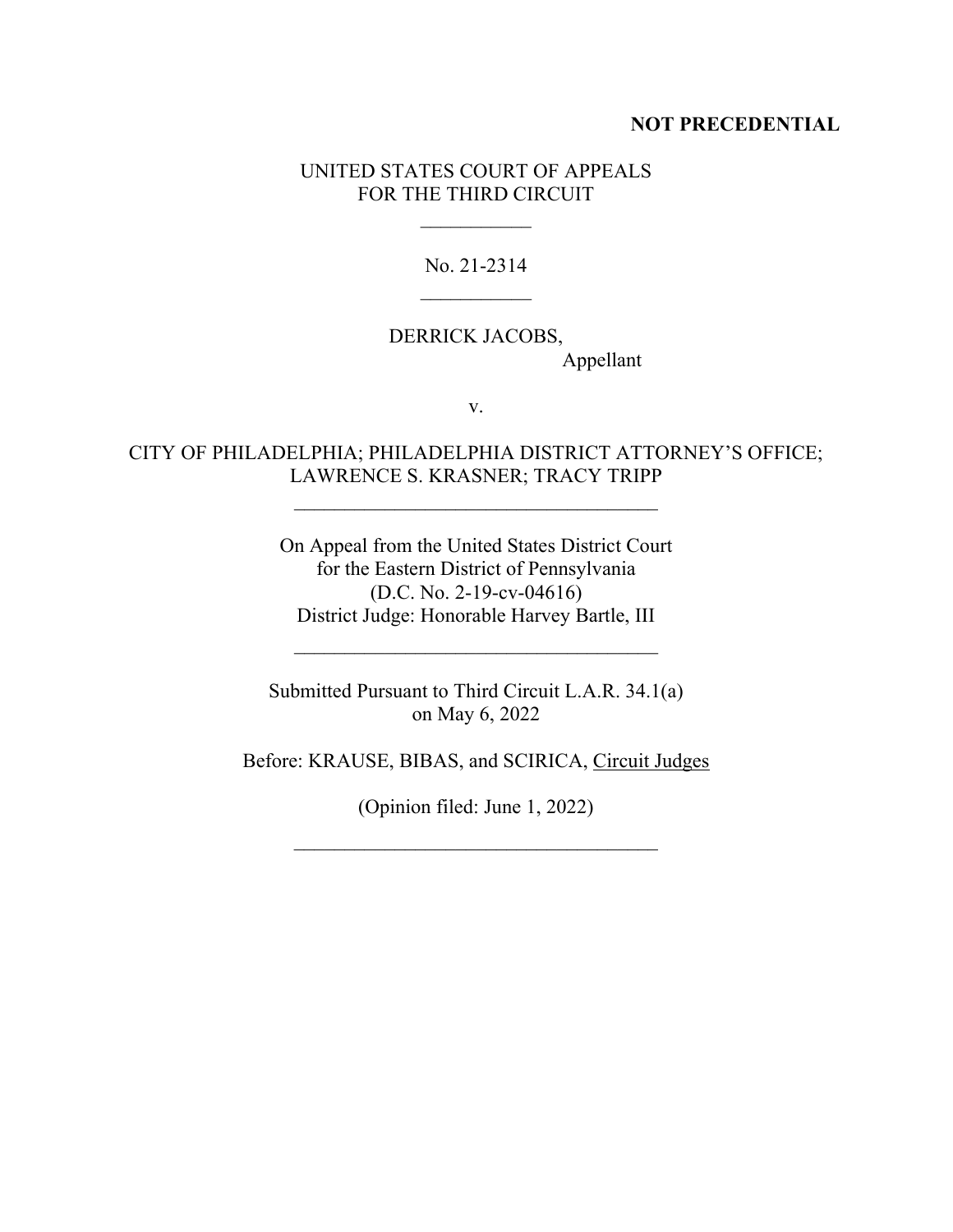**NOT PRECEDENTIAL**

UNITED STATES COURT OF APPEALS
FOR THE THIRD CIRCUIT

\_\_\_\_\_\_\_\_\_\_\_\_

No. 21-2314

\_\_\_\_\_\_\_\_\_\_\_\_

DERRICK JACOBS,
Appellant

v.

CITY OF PHILADELPHIA; PHILADELPHIA DISTRICT ATTORNEY'S OFFICE;
LAWRENCE S. KRASNER; TRACY TRIPP

\_\_\_\_\_\_\_\_\_\_\_\_\_\_\_\_\_\_\_\_\_\_\_\_\_\_\_\_\_\_\_\_\_\_\_\_\_\_

On Appeal from the United States District Court
for the Eastern District of Pennsylvania
(D.C. No. 2-19-cv-04616)
District Judge: Honorable Harvey Bartle, III

\_\_\_\_\_\_\_\_\_\_\_\_\_\_\_\_\_\_\_\_\_\_\_\_\_\_\_\_\_\_\_\_\_\_\_\_\_\_

Submitted Pursuant to Third Circuit L.A.R. 34.1(a)
on May 6, 2022

Before: KRAUSE, BIBAS, and SCIRICA, Circuit Judges

(Opinion filed: June 1, 2022)

\_\_\_\_\_\_\_\_\_\_\_\_\_\_\_\_\_\_\_\_\_\_\_\_\_\_\_\_\_\_\_\_\_\_\_\_\_\_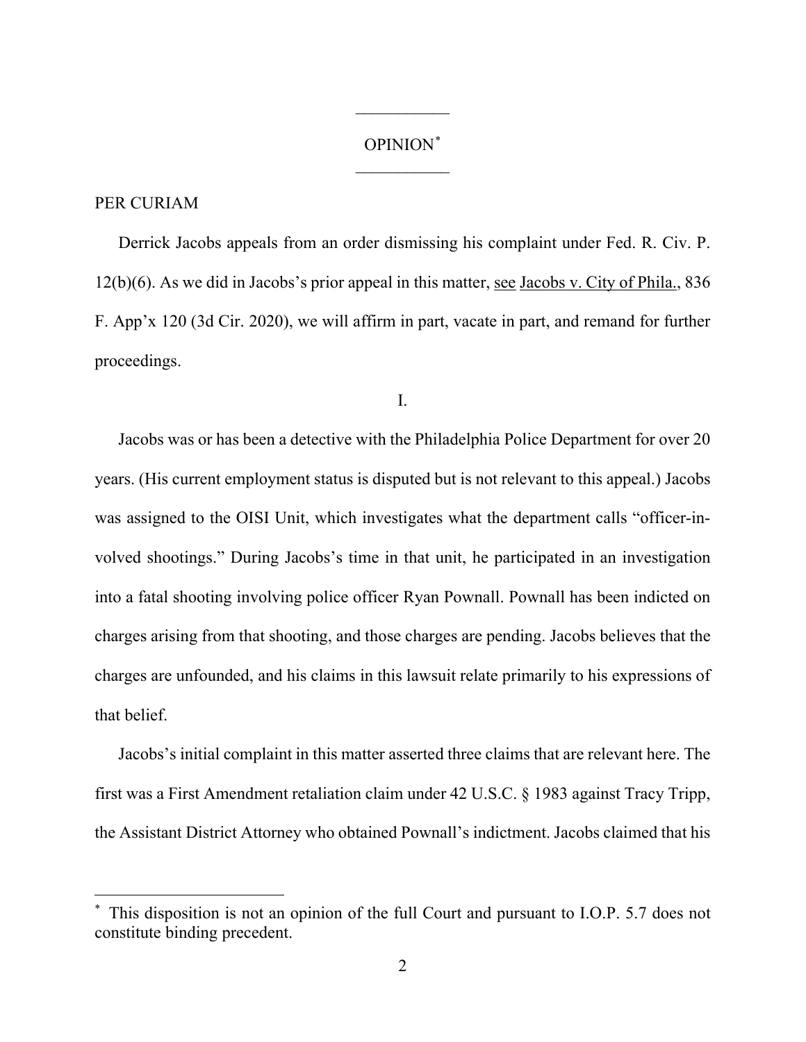# OPINION[*]

PER CURIAM

Derrick Jacobs appeals from an order dismissing his complaint under Fed. R. Civ. P. 12(b)(6). As we did in Jacobs's prior appeal in this matter, see Jacobs v. City of Phila., 836 F. App'x 120 (3d Cir. 2020), we will affirm in part, vacate in part, and remand for further proceedings.

## I.

Jacobs was or has been a detective with the Philadelphia Police Department for over 20 years. (His current employment status is disputed but is not relevant to this appeal.) Jacobs was assigned to the OISI Unit, which investigates what the department calls "officer-involved shootings." During Jacobs's time in that unit, he participated in an investigation into a fatal shooting involving police officer Ryan Pownall. Pownall has been indicted on charges arising from that shooting, and those charges are pending. Jacobs believes that the charges are unfounded, and his claims in this lawsuit relate primarily to his expressions of that belief.

Jacobs's initial complaint in this matter asserted three claims that are relevant here. The first was a First Amendment retaliation claim under 42 U.S.C. § 1983 against Tracy Tripp, the Assistant District Attorney who obtained Pownall's indictment. Jacobs claimed that his

---

[*] This disposition is not an opinion of the full Court and pursuant to I.O.P. 5.7 does not constitute binding precedent.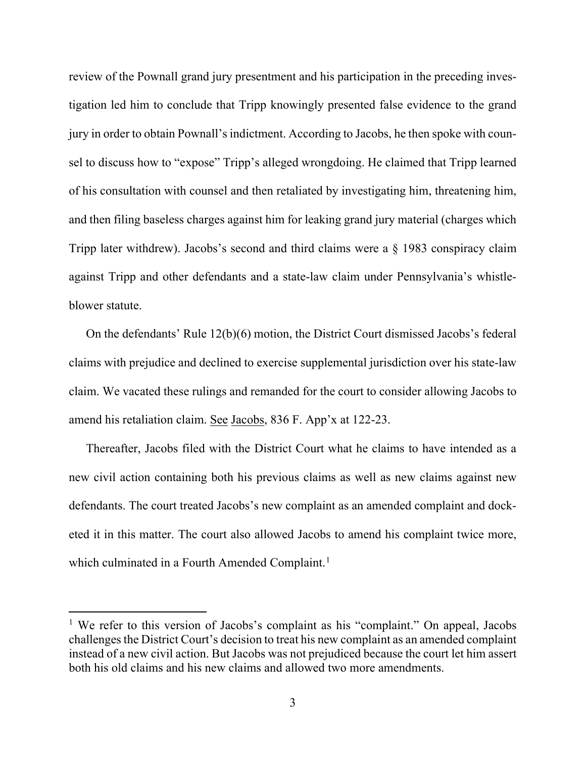review of the Pownall grand jury presentment and his participation in the preceding investigation led him to conclude that Tripp knowingly presented false evidence to the grand jury in order to obtain Pownall's indictment. According to Jacobs, he then spoke with counsel to discuss how to "expose" Tripp's alleged wrongdoing. He claimed that Tripp learned of his consultation with counsel and then retaliated by investigating him, threatening him, and then filing baseless charges against him for leaking grand jury material (charges which Tripp later withdrew). Jacobs's second and third claims were a § 1983 conspiracy claim against Tripp and other defendants and a state-law claim under Pennsylvania's whistleblower statute.

On the defendants' Rule 12(b)(6) motion, the District Court dismissed Jacobs's federal claims with prejudice and declined to exercise supplemental jurisdiction over his state-law claim. We vacated these rulings and remanded for the court to consider allowing Jacobs to amend his retaliation claim. See Jacobs, 836 F. App'x at 122-23.

Thereafter, Jacobs filed with the District Court what he claims to have intended as a new civil action containing both his previous claims as well as new claims against new defendants. The court treated Jacobs's new complaint as an amended complaint and docketed it in this matter. The court also allowed Jacobs to amend his complaint twice more, which culminated in a Fourth Amended Complaint.[1]

---

[1] We refer to this version of Jacobs's complaint as his "complaint." On appeal, Jacobs challenges the District Court's decision to treat his new complaint as an amended complaint instead of a new civil action. But Jacobs was not prejudiced because the court let him assert both his old claims and his new claims and allowed two more amendments.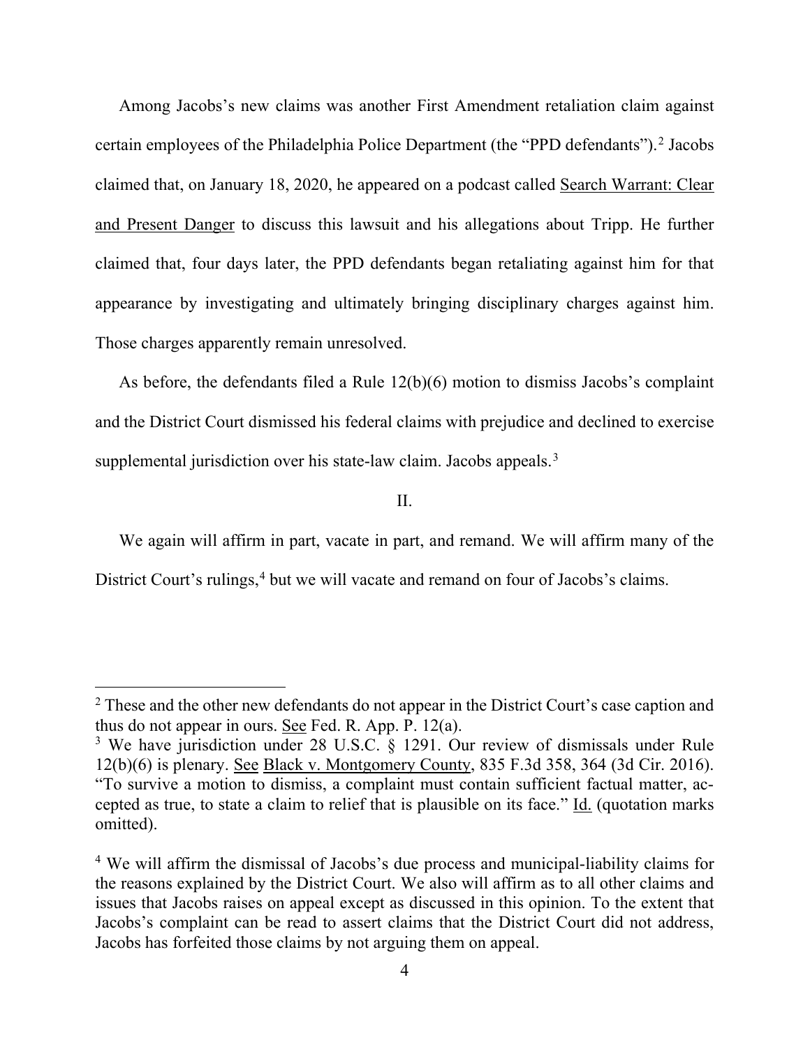Among Jacobs's new claims was another First Amendment retaliation claim against certain employees of the Philadelphia Police Department (the "PPD defendants").[2] Jacobs claimed that, on January 18, 2020, he appeared on a podcast called Search Warrant: Clear and Present Danger to discuss this lawsuit and his allegations about Tripp. He further claimed that, four days later, the PPD defendants began retaliating against him for that appearance by investigating and ultimately bringing disciplinary charges against him. Those charges apparently remain unresolved.

As before, the defendants filed a Rule 12(b)(6) motion to dismiss Jacobs's complaint and the District Court dismissed his federal claims with prejudice and declined to exercise supplemental jurisdiction over his state-law claim. Jacobs appeals.[3]

II.

We again will affirm in part, vacate in part, and remand. We will affirm many of the District Court's rulings,[4] but we will vacate and remand on four of Jacobs's claims.

---

[2] These and the other new defendants do not appear in the District Court's case caption and thus do not appear in ours. See Fed. R. App. P. 12(a).

[3] We have jurisdiction under 28 U.S.C. § 1291. Our review of dismissals under Rule 12(b)(6) is plenary. See Black v. Montgomery County, 835 F.3d 358, 364 (3d Cir. 2016). "To survive a motion to dismiss, a complaint must contain sufficient factual matter, accepted as true, to state a claim to relief that is plausible on its face." Id. (quotation marks omitted).

[4] We will affirm the dismissal of Jacobs's due process and municipal-liability claims for the reasons explained by the District Court. We also will affirm as to all other claims and issues that Jacobs raises on appeal except as discussed in this opinion. To the extent that Jacobs's complaint can be read to assert claims that the District Court did not address, Jacobs has forfeited those claims by not arguing them on appeal.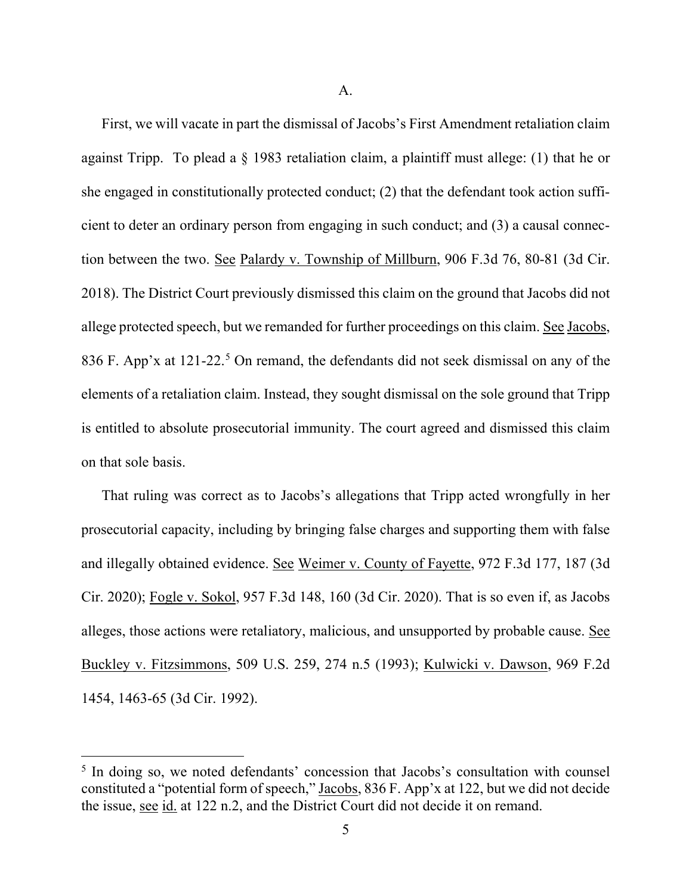A.

First, we will vacate in part the dismissal of Jacobs's First Amendment retaliation claim against Tripp. To plead a § 1983 retaliation claim, a plaintiff must allege: (1) that he or she engaged in constitutionally protected conduct; (2) that the defendant took action sufficient to deter an ordinary person from engaging in such conduct; and (3) a causal connection between the two. See Palardy v. Township of Millburn, 906 F.3d 76, 80-81 (3d Cir. 2018). The District Court previously dismissed this claim on the ground that Jacobs did not allege protected speech, but we remanded for further proceedings on this claim. See Jacobs, 836 F. App'x at 121-22.[5] On remand, the defendants did not seek dismissal on any of the elements of a retaliation claim. Instead, they sought dismissal on the sole ground that Tripp is entitled to absolute prosecutorial immunity. The court agreed and dismissed this claim on that sole basis.

That ruling was correct as to Jacobs's allegations that Tripp acted wrongfully in her prosecutorial capacity, including by bringing false charges and supporting them with false and illegally obtained evidence. See Weimer v. County of Fayette, 972 F.3d 177, 187 (3d Cir. 2020); Fogle v. Sokol, 957 F.3d 148, 160 (3d Cir. 2020). That is so even if, as Jacobs alleges, those actions were retaliatory, malicious, and unsupported by probable cause. See Buckley v. Fitzsimmons, 509 U.S. 259, 274 n.5 (1993); Kulwicki v. Dawson, 969 F.2d 1454, 1463-65 (3d Cir. 1992).

---

[5] In doing so, we noted defendants' concession that Jacobs's consultation with counsel constituted a "potential form of speech," Jacobs, 836 F. App'x at 122, but we did not decide the issue, see id. at 122 n.2, and the District Court did not decide it on remand.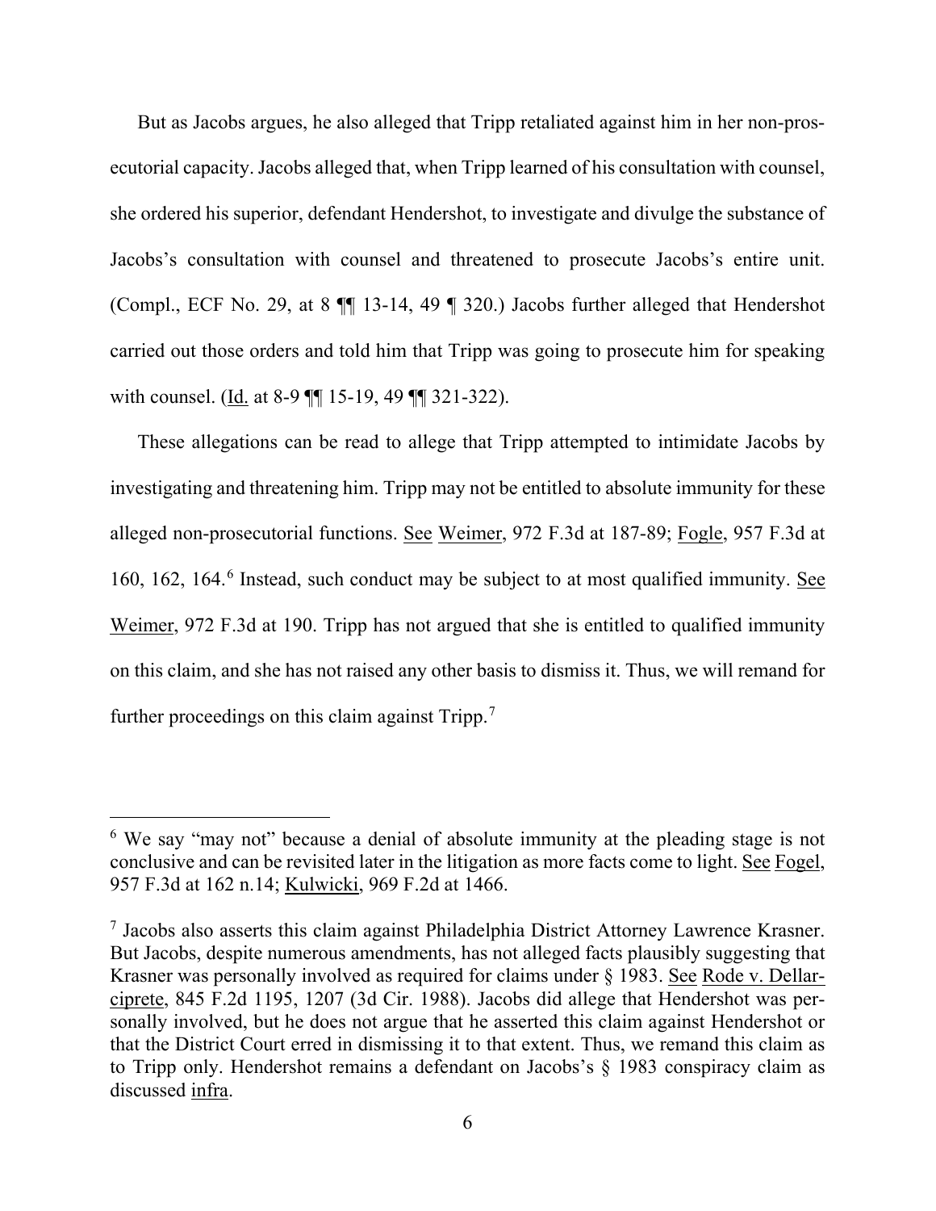But as Jacobs argues, he also alleged that Tripp retaliated against him in her non-prosecutorial capacity. Jacobs alleged that, when Tripp learned of his consultation with counsel, she ordered his superior, defendant Hendershot, to investigate and divulge the substance of Jacobs's consultation with counsel and threatened to prosecute Jacobs's entire unit. (Compl., ECF No. 29, at 8 ¶¶ 13-14, 49 ¶ 320.) Jacobs further alleged that Hendershot carried out those orders and told him that Tripp was going to prosecute him for speaking with counsel. (Id. at 8-9 ¶¶ 15-19, 49 ¶¶ 321-322).

These allegations can be read to allege that Tripp attempted to intimidate Jacobs by investigating and threatening him. Tripp may not be entitled to absolute immunity for these alleged non-prosecutorial functions. See Weimer, 972 F.3d at 187-89; Fogle, 957 F.3d at 160, 162, 164.[6] Instead, such conduct may be subject to at most qualified immunity. See Weimer, 972 F.3d at 190. Tripp has not argued that she is entitled to qualified immunity on this claim, and she has not raised any other basis to dismiss it. Thus, we will remand for further proceedings on this claim against Tripp.[7]

---

[6] We say "may not" because a denial of absolute immunity at the pleading stage is not conclusive and can be revisited later in the litigation as more facts come to light. See Fogel, 957 F.3d at 162 n.14; Kulwicki, 969 F.2d at 1466.

[7] Jacobs also asserts this claim against Philadelphia District Attorney Lawrence Krasner. But Jacobs, despite numerous amendments, has not alleged facts plausibly suggesting that Krasner was personally involved as required for claims under § 1983. See Rode v. Dellarciprete, 845 F.2d 1195, 1207 (3d Cir. 1988). Jacobs did allege that Hendershot was personally involved, but he does not argue that he asserted this claim against Hendershot or that the District Court erred in dismissing it to that extent. Thus, we remand this claim as to Tripp only. Hendershot remains a defendant on Jacobs's § 1983 conspiracy claim as discussed infra.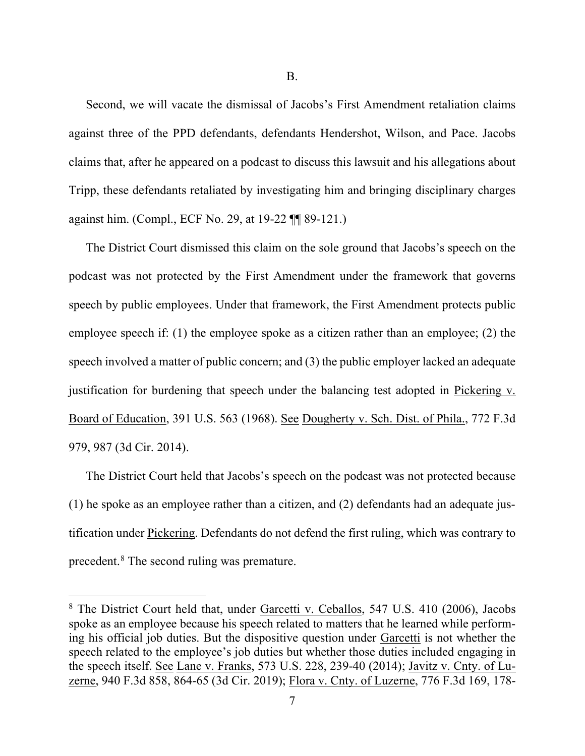## B.

Second, we will vacate the dismissal of Jacobs's First Amendment retaliation claims against three of the PPD defendants, defendants Hendershot, Wilson, and Pace. Jacobs claims that, after he appeared on a podcast to discuss this lawsuit and his allegations about Tripp, these defendants retaliated by investigating him and bringing disciplinary charges against him. (Compl., ECF No. 29, at 19-22 ¶¶ 89-121.)

The District Court dismissed this claim on the sole ground that Jacobs's speech on the podcast was not protected by the First Amendment under the framework that governs speech by public employees. Under that framework, the First Amendment protects public employee speech if: (1) the employee spoke as a citizen rather than an employee; (2) the speech involved a matter of public concern; and (3) the public employer lacked an adequate justification for burdening that speech under the balancing test adopted in Pickering v. Board of Education, 391 U.S. 563 (1968). See Dougherty v. Sch. Dist. of Phila., 772 F.3d 979, 987 (3d Cir. 2014).

The District Court held that Jacobs's speech on the podcast was not protected because (1) he spoke as an employee rather than a citizen, and (2) defendants had an adequate justification under Pickering. Defendants do not defend the first ruling, which was contrary to precedent.[8] The second ruling was premature.

---

[8] The District Court held that, under Garcetti v. Ceballos, 547 U.S. 410 (2006), Jacobs spoke as an employee because his speech related to matters that he learned while performing his official job duties. But the dispositive question under Garcetti is not whether the speech related to the employee's job duties but whether those duties included engaging in the speech itself. See Lane v. Franks, 573 U.S. 228, 239-40 (2014); Javitz v. Cnty. of Luzerne, 940 F.3d 858, 864-65 (3d Cir. 2019); Flora v. Cnty. of Luzerne, 776 F.3d 169, 178-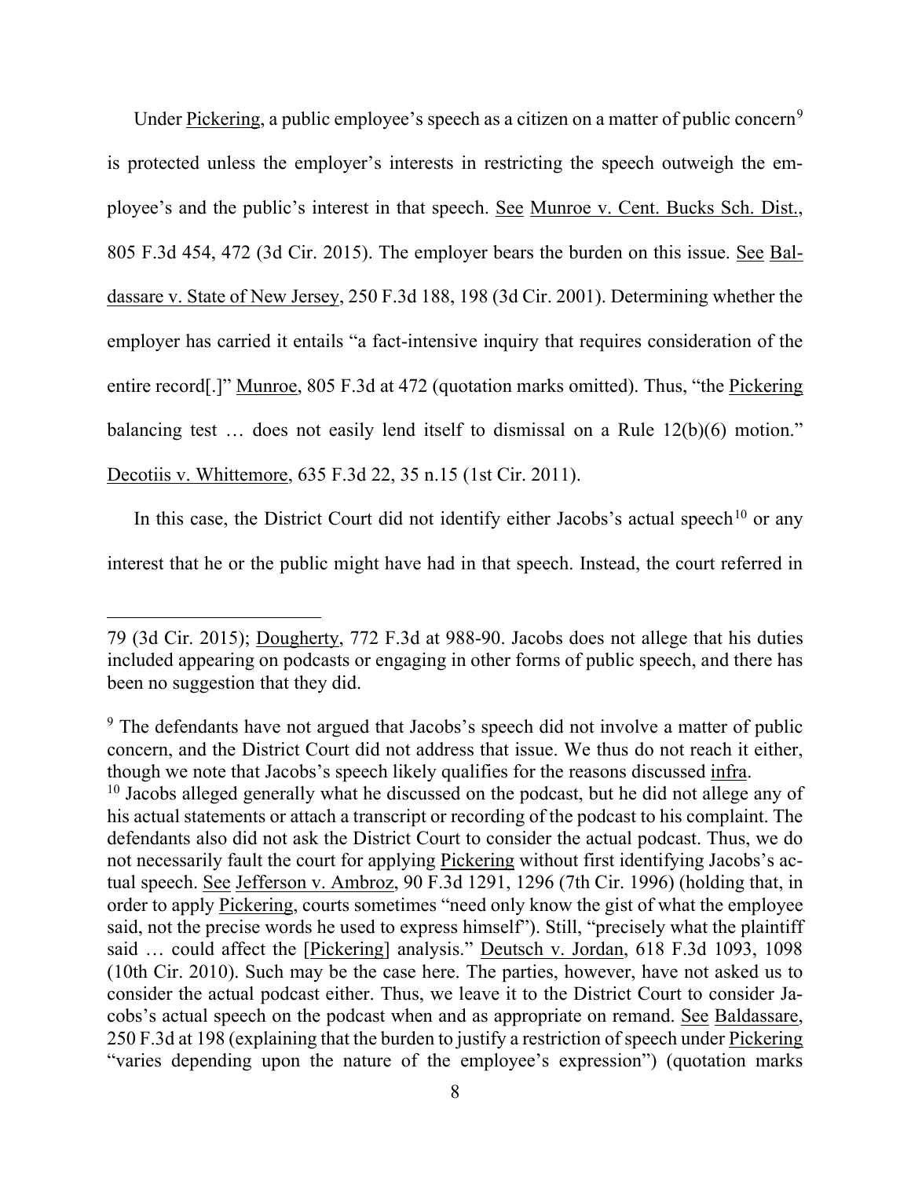Under Pickering, a public employee's speech as a citizen on a matter of public concern[9] is protected unless the employer's interests in restricting the speech outweigh the employee's and the public's interest in that speech. See Munroe v. Cent. Bucks Sch. Dist., 805 F.3d 454, 472 (3d Cir. 2015). The employer bears the burden on this issue. See Baldassare v. State of New Jersey, 250 F.3d 188, 198 (3d Cir. 2001). Determining whether the employer has carried it entails "a fact-intensive inquiry that requires consideration of the entire record[.]" Munroe, 805 F.3d at 472 (quotation marks omitted). Thus, "the Pickering balancing test … does not easily lend itself to dismissal on a Rule 12(b)(6) motion." Decotiis v. Whittemore, 635 F.3d 22, 35 n.15 (1st Cir. 2011).

In this case, the District Court did not identify either Jacobs's actual speech[10] or any interest that he or the public might have had in that speech. Instead, the court referred in

---

79 (3d Cir. 2015); Dougherty, 772 F.3d at 988-90. Jacobs does not allege that his duties included appearing on podcasts or engaging in other forms of public speech, and there has been no suggestion that they did.

[9] The defendants have not argued that Jacobs's speech did not involve a matter of public concern, and the District Court did not address that issue. We thus do not reach it either, though we note that Jacobs's speech likely qualifies for the reasons discussed infra.

[10] Jacobs alleged generally what he discussed on the podcast, but he did not allege any of his actual statements or attach a transcript or recording of the podcast to his complaint. The defendants also did not ask the District Court to consider the actual podcast. Thus, we do not necessarily fault the court for applying Pickering without first identifying Jacobs's actual speech. See Jefferson v. Ambroz, 90 F.3d 1291, 1296 (7th Cir. 1996) (holding that, in order to apply Pickering, courts sometimes "need only know the gist of what the employee said, not the precise words he used to express himself"). Still, "precisely what the plaintiff said … could affect the [Pickering] analysis." Deutsch v. Jordan, 618 F.3d 1093, 1098 (10th Cir. 2010). Such may be the case here. The parties, however, have not asked us to consider the actual podcast either. Thus, we leave it to the District Court to consider Jacobs's actual speech on the podcast when and as appropriate on remand. See Baldassare, 250 F.3d at 198 (explaining that the burden to justify a restriction of speech under Pickering "varies depending upon the nature of the employee's expression") (quotation marks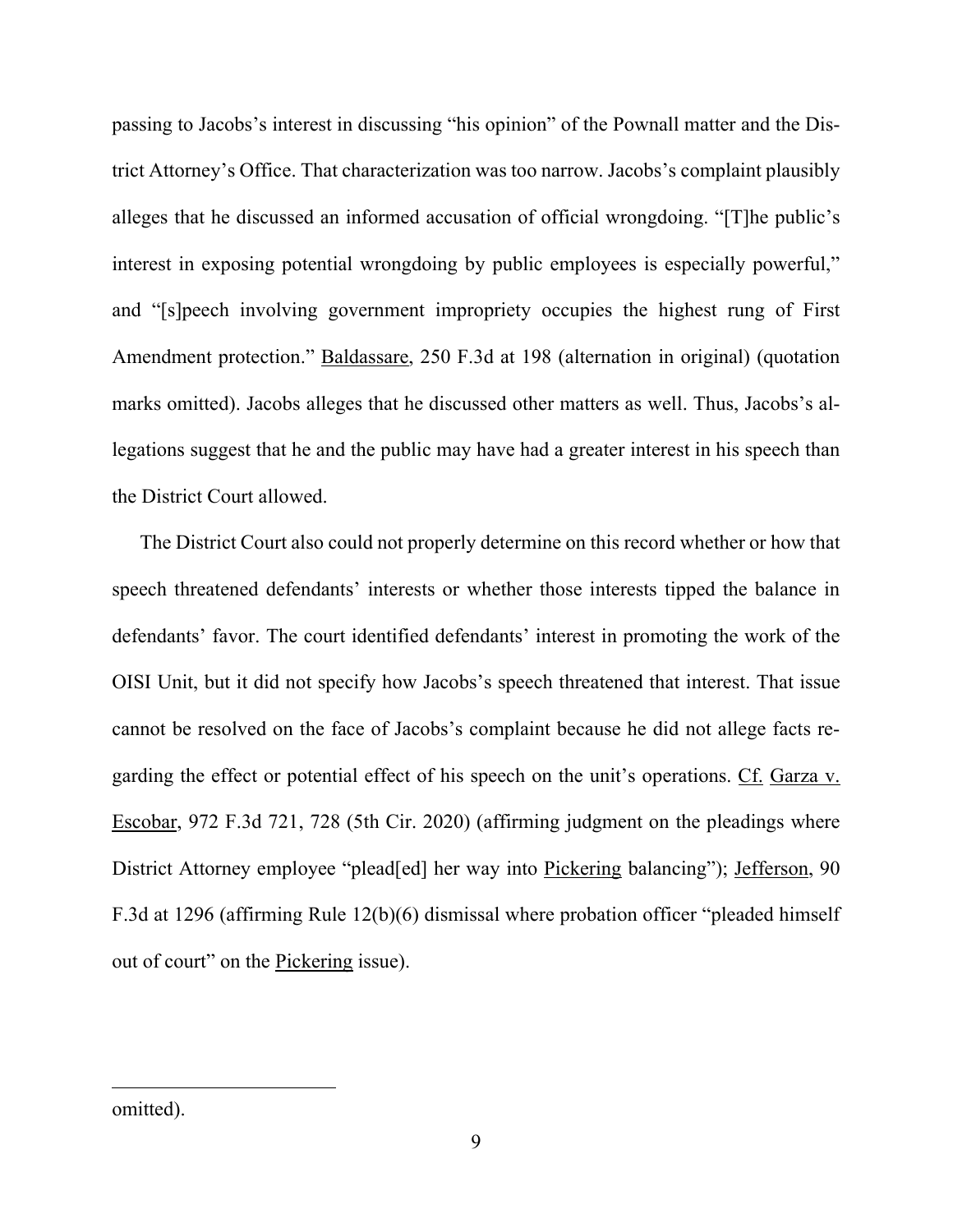passing to Jacobs's interest in discussing "his opinion" of the Pownall matter and the District Attorney's Office. That characterization was too narrow. Jacobs's complaint plausibly alleges that he discussed an informed accusation of official wrongdoing. "[T]he public's interest in exposing potential wrongdoing by public employees is especially powerful," and "[s]peech involving government impropriety occupies the highest rung of First Amendment protection." Baldassare, 250 F.3d at 198 (alternation in original) (quotation marks omitted). Jacobs alleges that he discussed other matters as well. Thus, Jacobs's allegations suggest that he and the public may have had a greater interest in his speech than the District Court allowed.

The District Court also could not properly determine on this record whether or how that speech threatened defendants' interests or whether those interests tipped the balance in defendants' favor. The court identified defendants' interest in promoting the work of the OISI Unit, but it did not specify how Jacobs's speech threatened that interest. That issue cannot be resolved on the face of Jacobs's complaint because he did not allege facts regarding the effect or potential effect of his speech on the unit's operations. Cf. Garza v. Escobar, 972 F.3d 721, 728 (5th Cir. 2020) (affirming judgment on the pleadings where District Attorney employee "plead[ed] her way into Pickering balancing"); Jefferson, 90 F.3d at 1296 (affirming Rule 12(b)(6) dismissal where probation officer "pleaded himself out of court" on the Pickering issue).

---

omitted).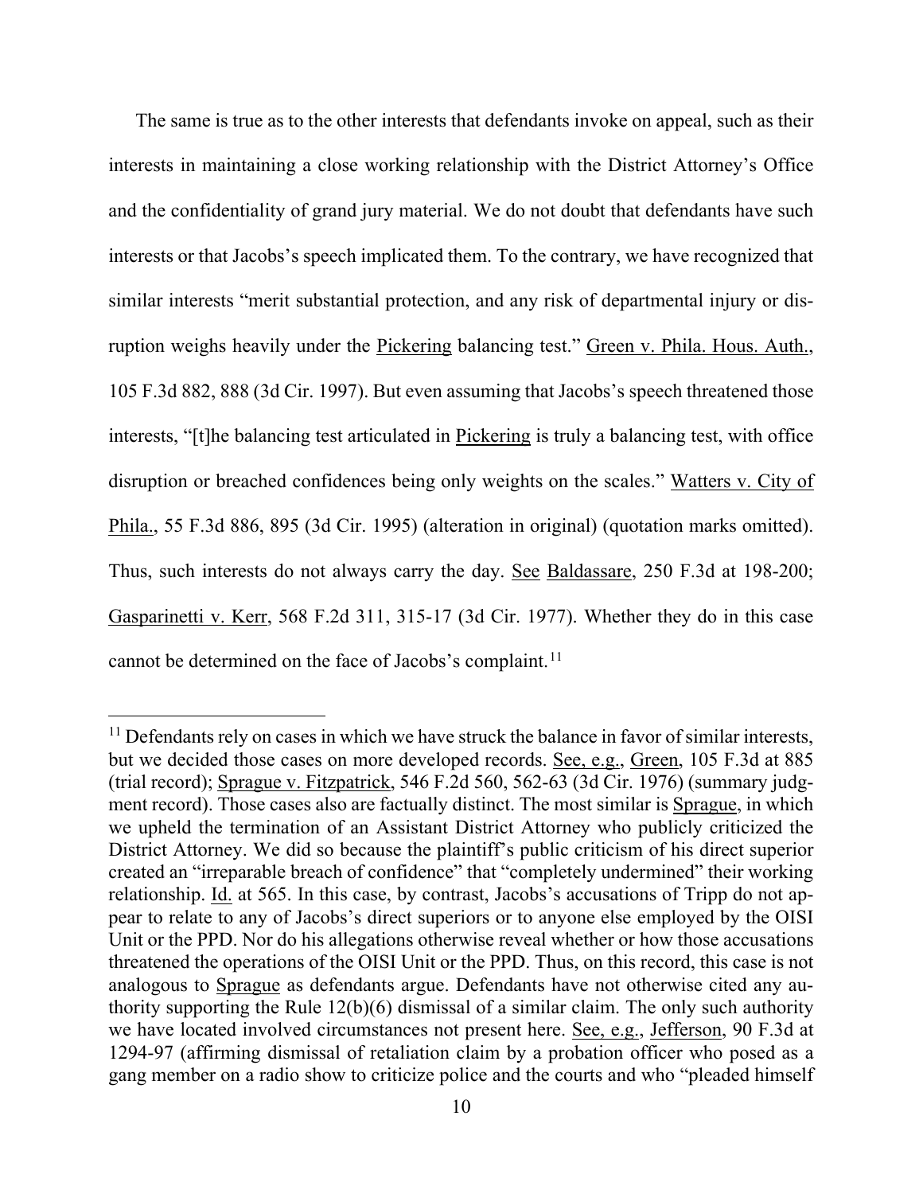The same is true as to the other interests that defendants invoke on appeal, such as their interests in maintaining a close working relationship with the District Attorney's Office and the confidentiality of grand jury material. We do not doubt that defendants have such interests or that Jacobs's speech implicated them. To the contrary, we have recognized that similar interests "merit substantial protection, and any risk of departmental injury or disruption weighs heavily under the Pickering balancing test." Green v. Phila. Hous. Auth., 105 F.3d 882, 888 (3d Cir. 1997). But even assuming that Jacobs's speech threatened those interests, "[t]he balancing test articulated in Pickering is truly a balancing test, with office disruption or breached confidences being only weights on the scales." Watters v. City of Phila., 55 F.3d 886, 895 (3d Cir. 1995) (alteration in original) (quotation marks omitted). Thus, such interests do not always carry the day. See Baldassare, 250 F.3d at 198-200; Gasparinetti v. Kerr, 568 F.2d 311, 315-17 (3d Cir. 1977). Whether they do in this case cannot be determined on the face of Jacobs's complaint.[11]

---

[11] Defendants rely on cases in which we have struck the balance in favor of similar interests, but we decided those cases on more developed records. See, e.g., Green, 105 F.3d at 885 (trial record); Sprague v. Fitzpatrick, 546 F.2d 560, 562-63 (3d Cir. 1976) (summary judgment record). Those cases also are factually distinct. The most similar is Sprague, in which we upheld the termination of an Assistant District Attorney who publicly criticized the District Attorney. We did so because the plaintiff's public criticism of his direct superior created an "irreparable breach of confidence" that "completely undermined" their working relationship. Id. at 565. In this case, by contrast, Jacobs's accusations of Tripp do not appear to relate to any of Jacobs's direct superiors or to anyone else employed by the OISI Unit or the PPD. Nor do his allegations otherwise reveal whether or how those accusations threatened the operations of the OISI Unit or the PPD. Thus, on this record, this case is not analogous to Sprague as defendants argue. Defendants have not otherwise cited any authority supporting the Rule 12(b)(6) dismissal of a similar claim. The only such authority we have located involved circumstances not present here. See, e.g., Jefferson, 90 F.3d at 1294-97 (affirming dismissal of retaliation claim by a probation officer who posed as a gang member on a radio show to criticize police and the courts and who "pleaded himself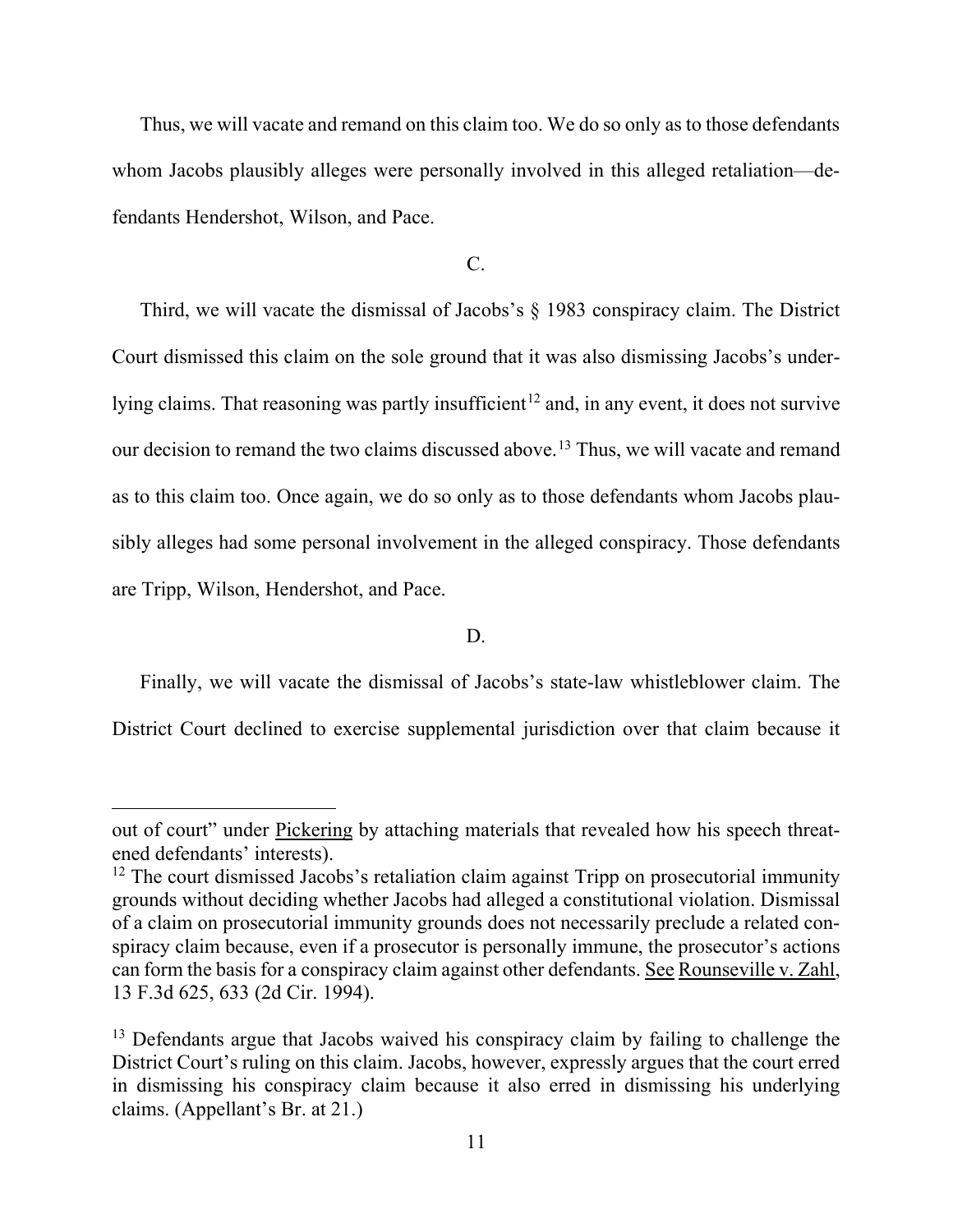Thus, we will vacate and remand on this claim too. We do so only as to those defendants whom Jacobs plausibly alleges were personally involved in this alleged retaliation—defendants Hendershot, Wilson, and Pace.

C.

Third, we will vacate the dismissal of Jacobs's § 1983 conspiracy claim. The District Court dismissed this claim on the sole ground that it was also dismissing Jacobs's underlying claims. That reasoning was partly insufficient[12] and, in any event, it does not survive our decision to remand the two claims discussed above.[13] Thus, we will vacate and remand as to this claim too. Once again, we do so only as to those defendants whom Jacobs plausibly alleges had some personal involvement in the alleged conspiracy. Those defendants are Tripp, Wilson, Hendershot, and Pace.

D.

Finally, we will vacate the dismissal of Jacobs's state-law whistleblower claim. The District Court declined to exercise supplemental jurisdiction over that claim because it

---

out of court" under Pickering by attaching materials that revealed how his speech threatened defendants' interests).

[12] The court dismissed Jacobs's retaliation claim against Tripp on prosecutorial immunity grounds without deciding whether Jacobs had alleged a constitutional violation. Dismissal of a claim on prosecutorial immunity grounds does not necessarily preclude a related conspiracy claim because, even if a prosecutor is personally immune, the prosecutor's actions can form the basis for a conspiracy claim against other defendants. See Rounseville v. Zahl, 13 F.3d 625, 633 (2d Cir. 1994).

[13] Defendants argue that Jacobs waived his conspiracy claim by failing to challenge the District Court's ruling on this claim. Jacobs, however, expressly argues that the court erred in dismissing his conspiracy claim because it also erred in dismissing his underlying claims. (Appellant's Br. at 21.)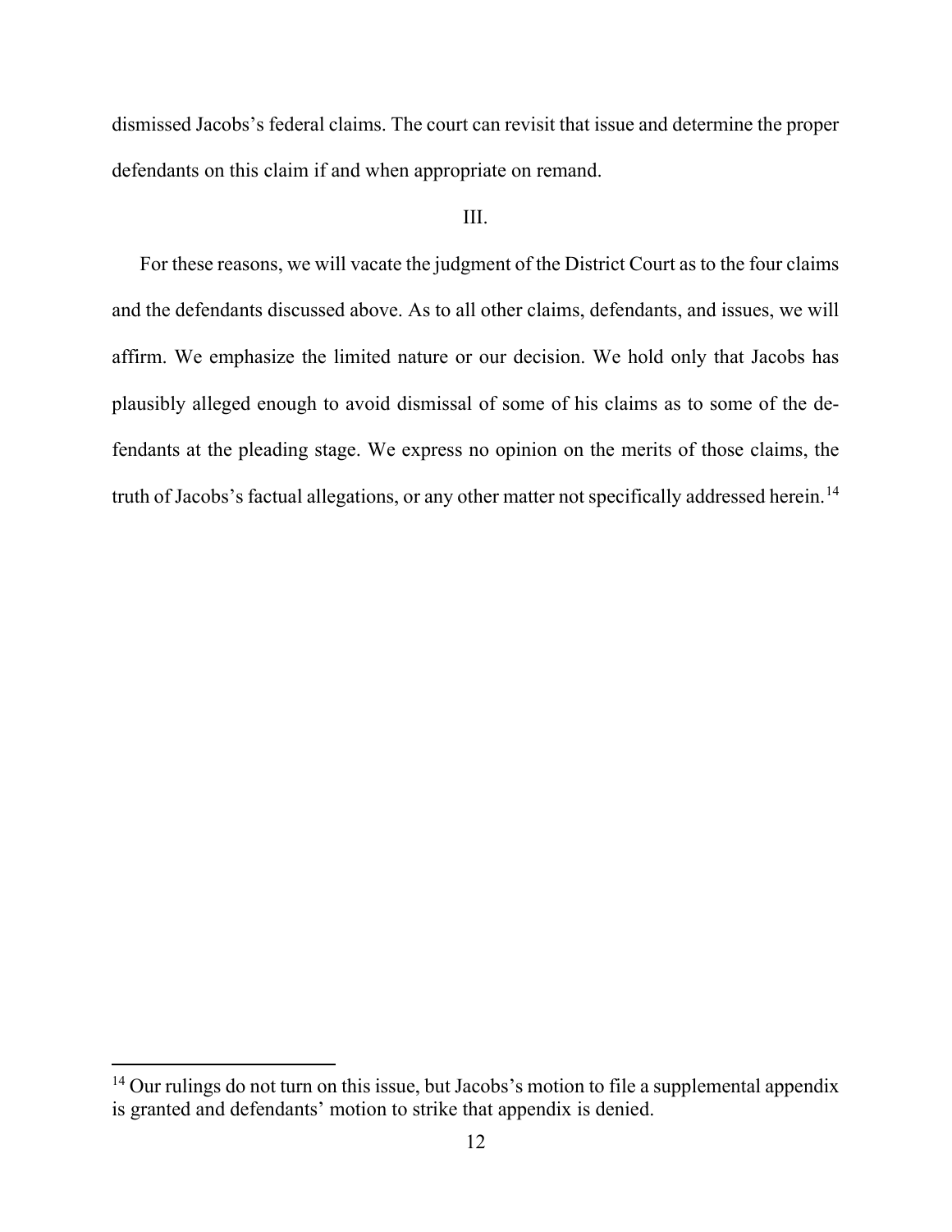dismissed Jacobs's federal claims. The court can revisit that issue and determine the proper defendants on this claim if and when appropriate on remand.

## III.

For these reasons, we will vacate the judgment of the District Court as to the four claims and the defendants discussed above. As to all other claims, defendants, and issues, we will affirm. We emphasize the limited nature or our decision. We hold only that Jacobs has plausibly alleged enough to avoid dismissal of some of his claims as to some of the defendants at the pleading stage. We express no opinion on the merits of those claims, the truth of Jacobs's factual allegations, or any other matter not specifically addressed herein.[14]

---

[14] Our rulings do not turn on this issue, but Jacobs's motion to file a supplemental appendix is granted and defendants' motion to strike that appendix is denied.